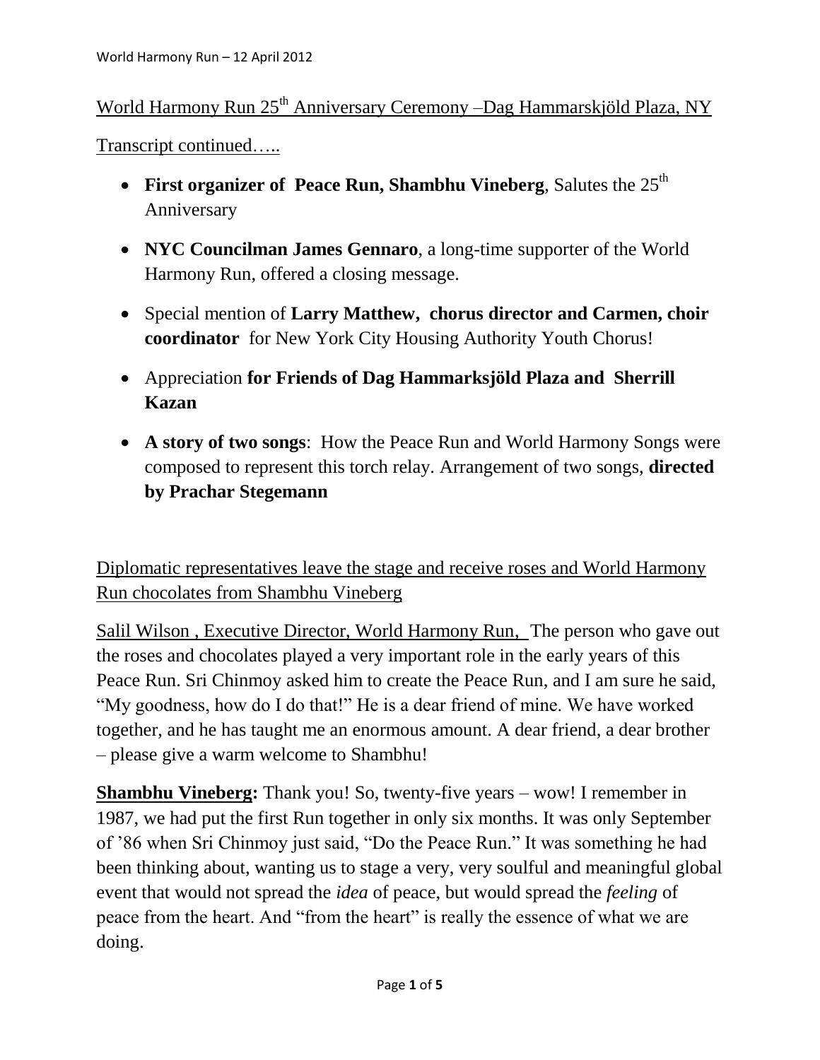World Harmony Run 25th Anniversary Ceremony –Dag Hammarskjöld Plaza, NY

Transcript continued…..

- **First organizer of Peace Run, Shambhu Vineberg**, Salutes the 25th Anniversary
- **NYC Councilman James Gennaro**, a long-time supporter of the World Harmony Run, offered a closing message.
- Special mention of **Larry Matthew, chorus director and Carmen, choir coordinator** for New York City Housing Authority Youth Chorus!
- Appreciation **for Friends of Dag Hammarksjöld Plaza and Sherrill Kazan**
- **A story of two songs**: How the Peace Run and World Harmony Songs were composed to represent this torch relay. Arrangement of two songs, **directed by Prachar Stegemann**

Diplomatic representatives leave the stage and receive roses and World Harmony Run chocolates from Shambhu Vineberg

Salil Wilson , Executive Director, World Harmony Run, The person who gave out the roses and chocolates played a very important role in the early years of this Peace Run. Sri Chinmoy asked him to create the Peace Run, and I am sure he said, "My goodness, how do I do that!" He is a dear friend of mine. We have worked together, and he has taught me an enormous amount. A dear friend, a dear brother – please give a warm welcome to Shambhu!

**Shambhu Vineberg:** Thank you! So, twenty-five years – wow! I remember in 1987, we had put the first Run together in only six months. It was only September of '86 when Sri Chinmoy just said, "Do the Peace Run." It was something he had been thinking about, wanting us to stage a very, very soulful and meaningful global event that would not spread the *idea* of peace, but would spread the *feeling* of peace from the heart. And "from the heart" is really the essence of what we are doing.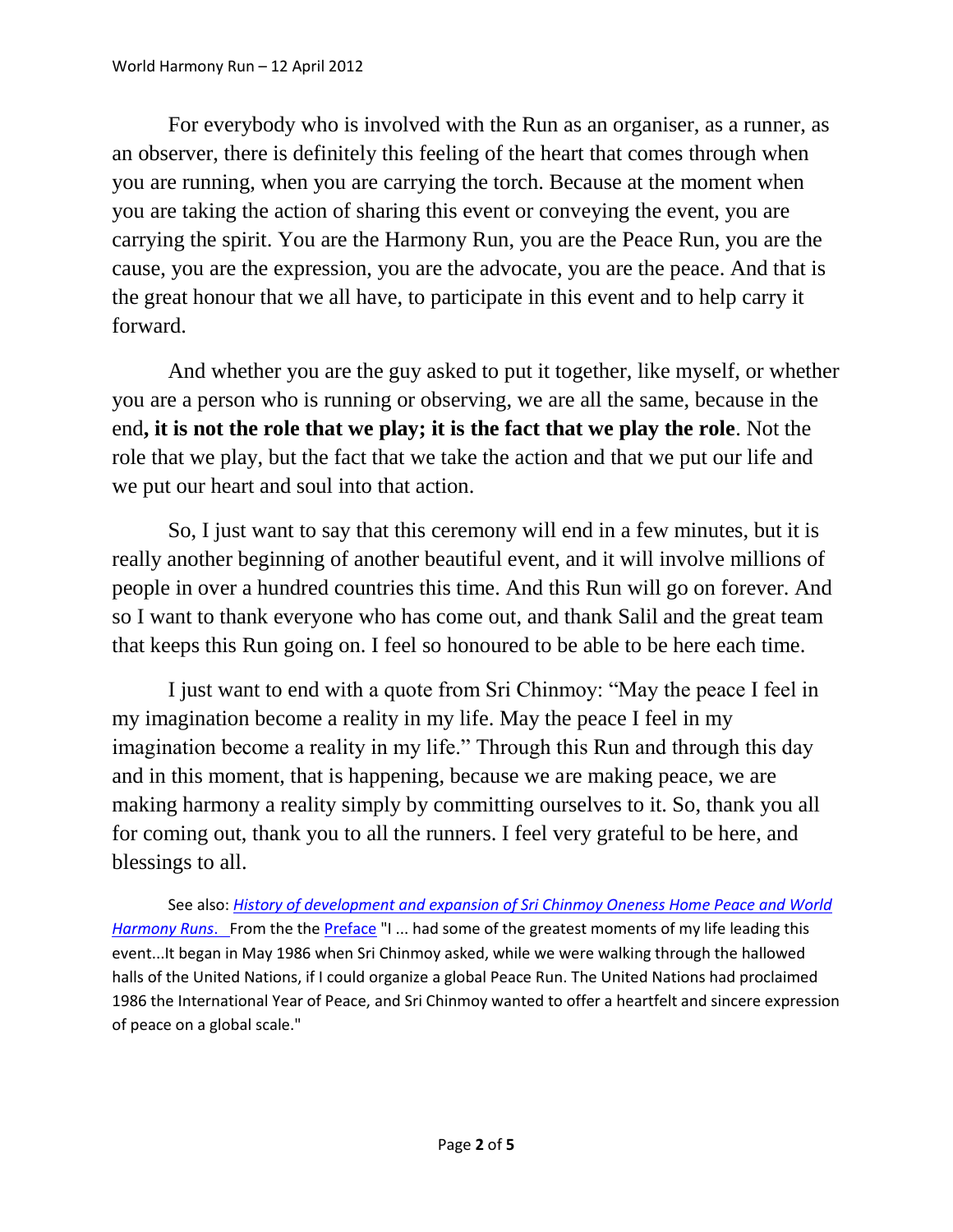For everybody who is involved with the Run as an organiser, as a runner, as an observer, there is definitely this feeling of the heart that comes through when you are running, when you are carrying the torch. Because at the moment when you are taking the action of sharing this event or conveying the event, you are carrying the spirit. You are the Harmony Run, you are the Peace Run, you are the cause, you are the expression, you are the advocate, you are the peace. And that is the great honour that we all have, to participate in this event and to help carry it forward.

And whether you are the guy asked to put it together, like myself, or whether you are a person who is running or observing, we are all the same, because in the end**, it is not the role that we play; it is the fact that we play the role**. Not the role that we play, but the fact that we take the action and that we put our life and we put our heart and soul into that action.

So, I just want to say that this ceremony will end in a few minutes, but it is really another beginning of another beautiful event, and it will involve millions of people in over a hundred countries this time. And this Run will go on forever. And so I want to thank everyone who has come out, and thank Salil and the great team that keeps this Run going on. I feel so honoured to be able to be here each time.

I just want to end with a quote from Sri Chinmoy: "May the peace I feel in my imagination become a reality in my life. May the peace I feel in my imagination become a reality in my life." Through this Run and through this day and in this moment, that is happening, because we are making peace, we are making harmony a reality simply by committing ourselves to it. So, thank you all for coming out, thank you to all the runners. I feel very grateful to be here, and blessings to all.

See also: *History of development and expansion of Sri Chinmoy Oneness Home Peace and World Harmony Runs.* From the the Preface "I ... had some of the greatest moments of my life leading this event...It began in May 1986 when Sri Chinmoy asked, while we were walking through the hallowed halls of the United Nations, if I could organize a global Peace Run. The United Nations had proclaimed 1986 the International Year of Peace, and Sri Chinmoy wanted to offer a heartfelt and sincere expression of peace on a global scale."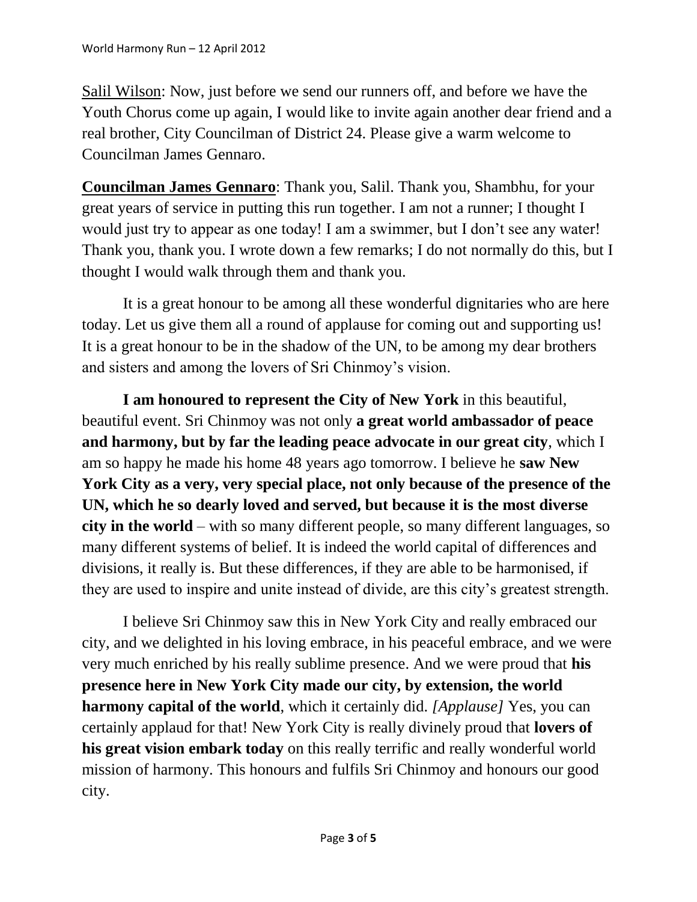Salil Wilson: Now, just before we send our runners off, and before we have the Youth Chorus come up again, I would like to invite again another dear friend and a real brother, City Councilman of District 24. Please give a warm welcome to Councilman James Gennaro.

**Councilman James Gennaro**: Thank you, Salil. Thank you, Shambhu, for your great years of service in putting this run together. I am not a runner; I thought I would just try to appear as one today! I am a swimmer, but I don't see any water! Thank you, thank you. I wrote down a few remarks; I do not normally do this, but I thought I would walk through them and thank you.

It is a great honour to be among all these wonderful dignitaries who are here today. Let us give them all a round of applause for coming out and supporting us! It is a great honour to be in the shadow of the UN, to be among my dear brothers and sisters and among the lovers of Sri Chinmoy's vision.

**I am honoured to represent the City of New York** in this beautiful, beautiful event. Sri Chinmoy was not only **a great world ambassador of peace and harmony, but by far the leading peace advocate in our great city**, which I am so happy he made his home 48 years ago tomorrow. I believe he **saw New York City as a very, very special place, not only because of the presence of the UN, which he so dearly loved and served, but because it is the most diverse city in the world** – with so many different people, so many different languages, so many different systems of belief. It is indeed the world capital of differences and divisions, it really is. But these differences, if they are able to be harmonised, if they are used to inspire and unite instead of divide, are this city's greatest strength.

I believe Sri Chinmoy saw this in New York City and really embraced our city, and we delighted in his loving embrace, in his peaceful embrace, and we were very much enriched by his really sublime presence. And we were proud that **his presence here in New York City made our city, by extension, the world harmony capital of the world**, which it certainly did. *[Applause]* Yes, you can certainly applaud for that! New York City is really divinely proud that **lovers of his great vision embark today** on this really terrific and really wonderful world mission of harmony. This honours and fulfils Sri Chinmoy and honours our good city.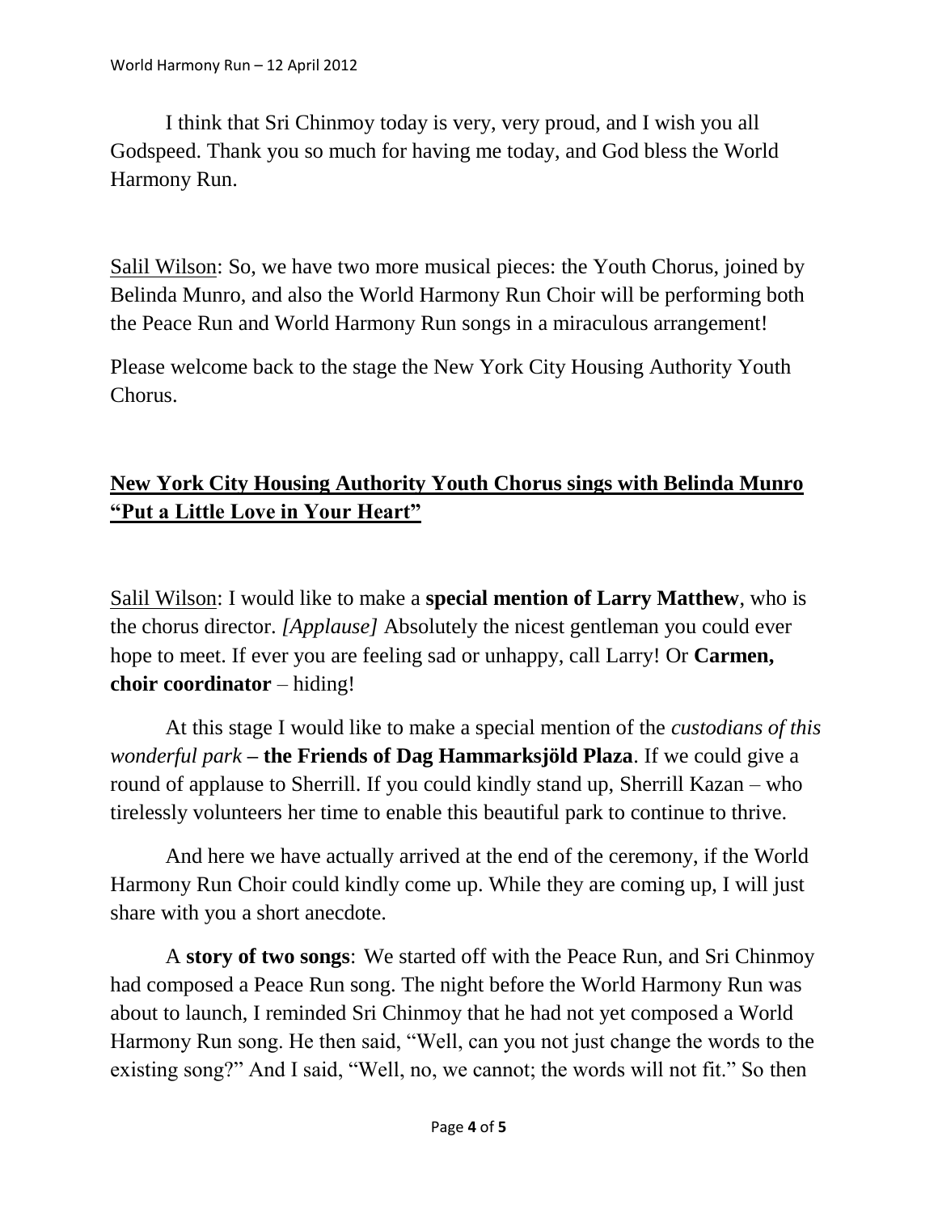I think that Sri Chinmoy today is very, very proud, and I wish you all Godspeed. Thank you so much for having me today, and God bless the World Harmony Run.

Salil Wilson: So, we have two more musical pieces: the Youth Chorus, joined by Belinda Munro, and also the World Harmony Run Choir will be performing both the Peace Run and World Harmony Run songs in a miraculous arrangement!

Please welcome back to the stage the New York City Housing Authority Youth Chorus.

**New York City Housing Authority Youth Chorus sings with Belinda Munro "Put a Little Love in Your Heart"**

Salil Wilson: I would like to make a **special mention of Larry Matthew**, who is the chorus director. *[Applause]* Absolutely the nicest gentleman you could ever hope to meet. If ever you are feeling sad or unhappy, call Larry! Or **Carmen, choir coordinator** – hiding!

At this stage I would like to make a special mention of the *custodians of this wonderful park* – **the Friends of Dag Hammarksjöld Plaza**. If we could give a round of applause to Sherrill. If you could kindly stand up, Sherrill Kazan – who tirelessly volunteers her time to enable this beautiful park to continue to thrive.

And here we have actually arrived at the end of the ceremony, if the World Harmony Run Choir could kindly come up. While they are coming up, I will just share with you a short anecdote.

A **story of two songs**: We started off with the Peace Run, and Sri Chinmoy had composed a Peace Run song. The night before the World Harmony Run was about to launch, I reminded Sri Chinmoy that he had not yet composed a World Harmony Run song. He then said, "Well, can you not just change the words to the existing song?" And I said, "Well, no, we cannot; the words will not fit." So then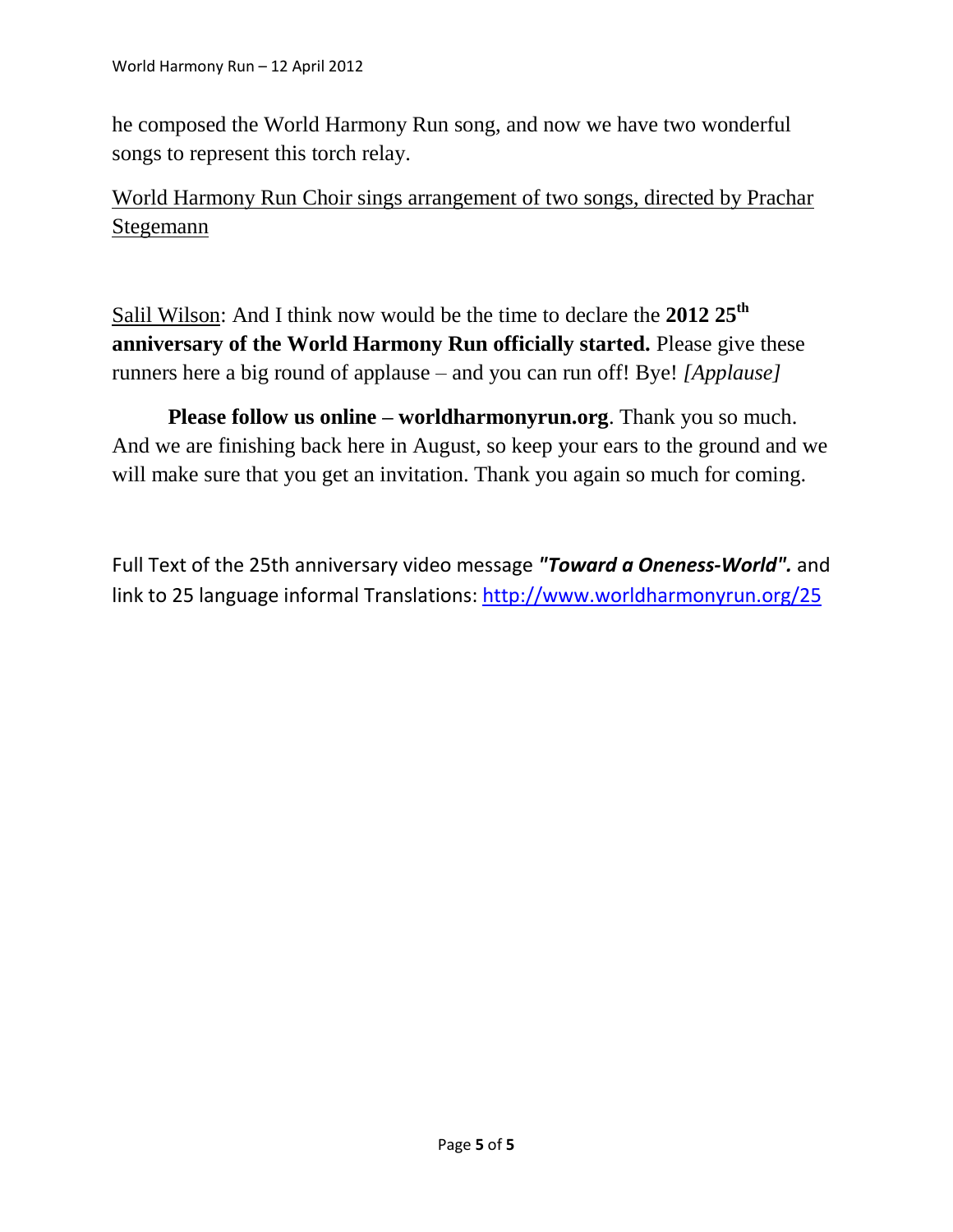he composed the World Harmony Run song, and now we have two wonderful songs to represent this torch relay.

World Harmony Run Choir sings arrangement of two songs, directed by Prachar Stegemann

Salil Wilson: And I think now would be the time to declare the **2012 25th anniversary of the World Harmony Run officially started.** Please give these runners here a big round of applause – and you can run off! Bye! *[Applause]*

**Please follow us online – worldharmonyrun.org**. Thank you so much. And we are finishing back here in August, so keep your ears to the ground and we will make sure that you get an invitation. Thank you again so much for coming.

Full Text of the 25th anniversary video message ***"Toward a Oneness-World".*** and link to 25 language informal Translations: http://www.worldharmonyrun.org/25